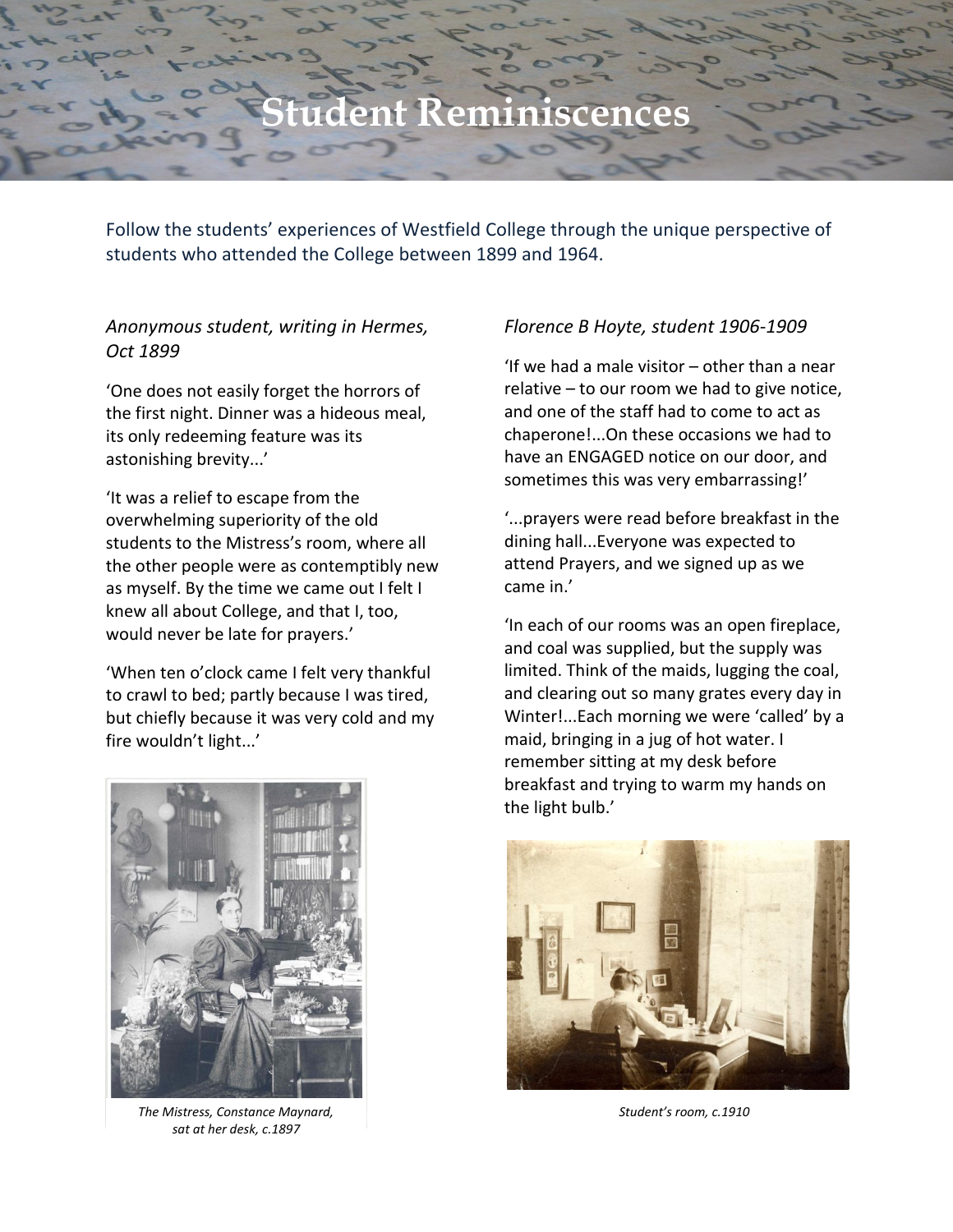# Student Reminiscences

Follow the students' experiences of Westfield College through the unique perspective of students who attended the College between 1899 and 1964.

*Anonymous student, writing in Hermes, Oct 1899*

'One does not easily forget the horrors of the first night. Dinner was a hideous meal, its only redeeming feature was its astonishing brevity...'

'It was a relief to escape from the overwhelming superiority of the old students to the Mistress's room, where all the other people were as contemptibly new as myself. By the time we came out I felt I knew all about College, and that I, too, would never be late for prayers.'

'When ten o'clock came I felt very thankful to crawl to bed; partly because I was tired, but chiefly because it was very cold and my fire wouldn't light...'

*The Mistress, Constance Maynard, sat at her desk, c.1897*

*Florence B Hoyte, student 1906-1909*

'If we had a male visitor – other than a near relative – to our room we had to give notice, and one of the staff had to come to act as chaperone!...On these occasions we had to have an ENGAGED notice on our door, and sometimes this was very embarrassing!'

'...prayers were read before breakfast in the dining hall...Everyone was expected to attend Prayers, and we signed up as we came in.'

'In each of our rooms was an open fireplace, and coal was supplied, but the supply was limited. Think of the maids, lugging the coal, and clearing out so many grates every day in Winter!...Each morning we were 'called' by a maid, bringing in a jug of hot water. I remember sitting at my desk before breakfast and trying to warm my hands on the light bulb.'

*Student's room, c.1910*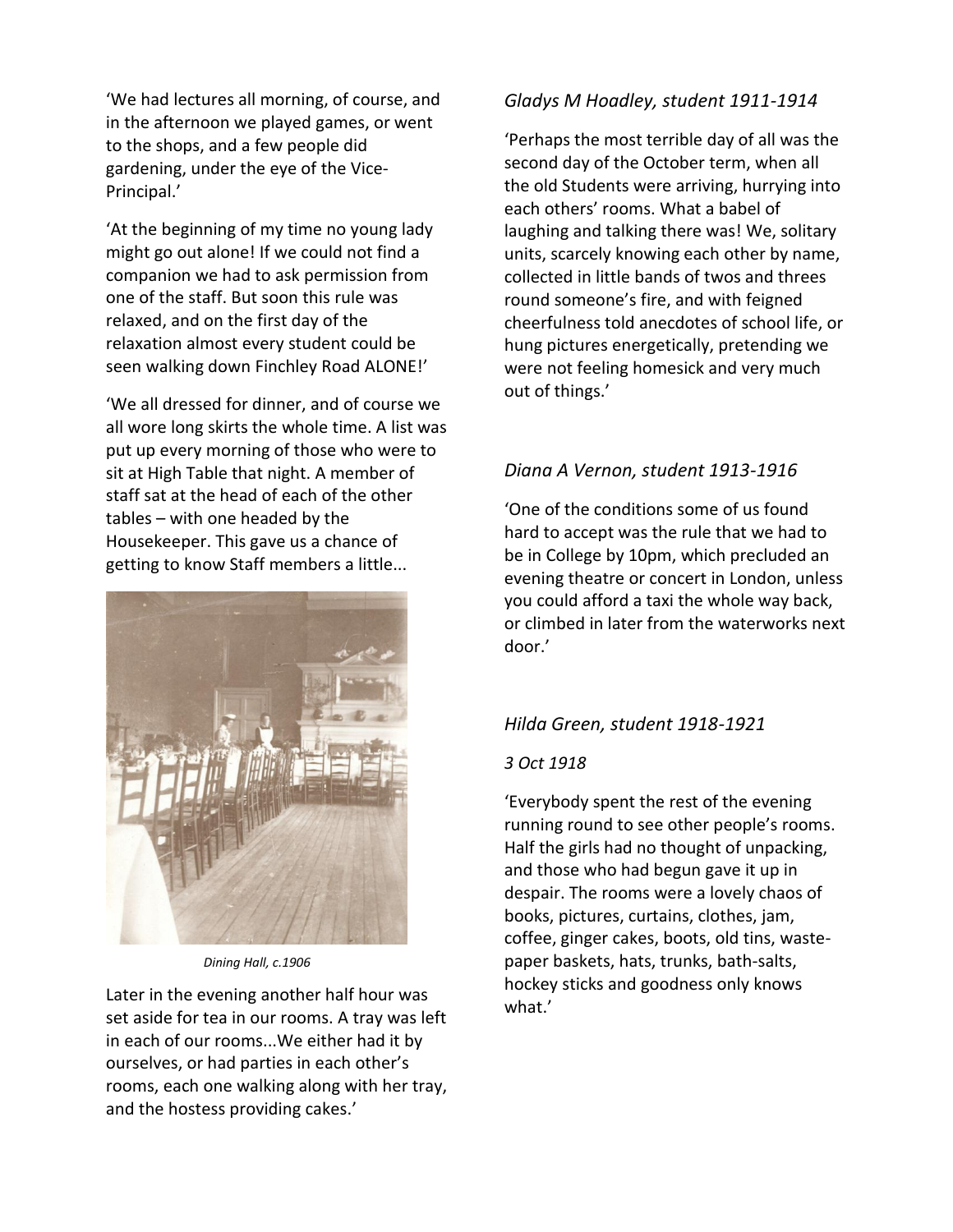'We had lectures all morning, of course, and in the afternoon we played games, or went to the shops, and a few people did gardening, under the eye of the Vice-Principal.'

'At the beginning of my time no young lady might go out alone! If we could not find a companion we had to ask permission from one of the staff. But soon this rule was relaxed, and on the first day of the relaxation almost every student could be seen walking down Finchley Road ALONE!'

'We all dressed for dinner, and of course we all wore long skirts the whole time. A list was put up every morning of those who were to sit at High Table that night. A member of staff sat at the head of each of the other tables – with one headed by the Housekeeper. This gave us a chance of getting to know Staff members a little...

*Dining Hall, c.1906*

Later in the evening another half hour was set aside for tea in our rooms. A tray was left in each of our rooms...We either had it by ourselves, or had parties in each other's rooms, each one walking along with her tray, and the hostess providing cakes.'

### *Gladys M Hoadley, student 1911-1914*

'Perhaps the most terrible day of all was the second day of the October term, when all the old Students were arriving, hurrying into each others' rooms. What a babel of laughing and talking there was! We, solitary units, scarcely knowing each other by name, collected in little bands of twos and threes round someone's fire, and with feigned cheerfulness told anecdotes of school life, or hung pictures energetically, pretending we were not feeling homesick and very much out of things.'

### *Diana A Vernon, student 1913-1916*

'One of the conditions some of us found hard to accept was the rule that we had to be in College by 10pm, which precluded an evening theatre or concert in London, unless you could afford a taxi the whole way back, or climbed in later from the waterworks next door.'

### *Hilda Green, student 1918-1921*

*3 Oct 1918*

'Everybody spent the rest of the evening running round to see other people's rooms. Half the girls had no thought of unpacking, and those who had begun gave it up in despair. The rooms were a lovely chaos of books, pictures, curtains, clothes, jam, coffee, ginger cakes, boots, old tins, waste-paper baskets, hats, trunks, bath-salts, hockey sticks and goodness only knows what.'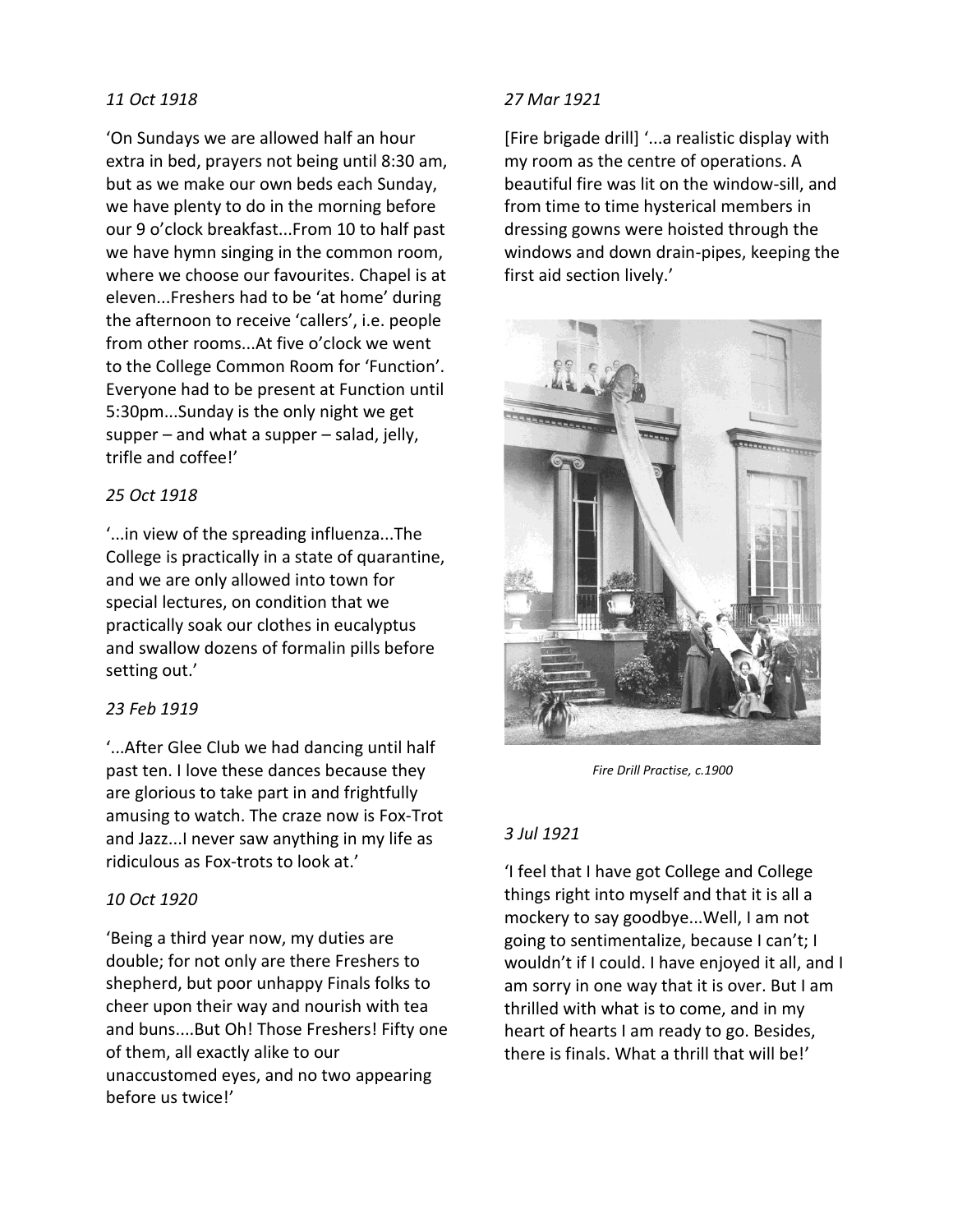*11 Oct 1918*

'On Sundays we are allowed half an hour extra in bed, prayers not being until 8:30 am, but as we make our own beds each Sunday, we have plenty to do in the morning before our 9 o'clock breakfast...From 10 to half past we have hymn singing in the common room, where we choose our favourites. Chapel is at eleven...Freshers had to be 'at home' during the afternoon to receive 'callers', i.e. people from other rooms...At five o'clock we went to the College Common Room for 'Function'. Everyone had to be present at Function until 5:30pm...Sunday is the only night we get supper – and what a supper – salad, jelly, trifle and coffee!'

*25 Oct 1918*

'...in view of the spreading influenza...The College is practically in a state of quarantine, and we are only allowed into town for special lectures, on condition that we practically soak our clothes in eucalyptus and swallow dozens of formalin pills before setting out.'

*23 Feb 1919*

'...After Glee Club we had dancing until half past ten. I love these dances because they are glorious to take part in and frightfully amusing to watch. The craze now is Fox-Trot and Jazz...I never saw anything in my life as ridiculous as Fox-trots to look at.'

*10 Oct 1920*

'Being a third year now, my duties are double; for not only are there Freshers to shepherd, but poor unhappy Finals folks to cheer upon their way and nourish with tea and buns....But Oh! Those Freshers! Fifty one of them, all exactly alike to our unaccustomed eyes, and no two appearing before us twice!'

*27 Mar 1921*

[Fire brigade drill] '...a realistic display with my room as the centre of operations. A beautiful fire was lit on the window-sill, and from time to time hysterical members in dressing gowns were hoisted through the windows and down drain-pipes, keeping the first aid section lively.'

*Fire Drill Practise, c.1900*

*3 Jul 1921*

'I feel that I have got College and College things right into myself and that it is all a mockery to say goodbye...Well, I am not going to sentimentalize, because I can't; I wouldn't if I could. I have enjoyed it all, and I am sorry in one way that it is over. But I am thrilled with what is to come, and in my heart of hearts I am ready to go. Besides, there is finals. What a thrill that will be!'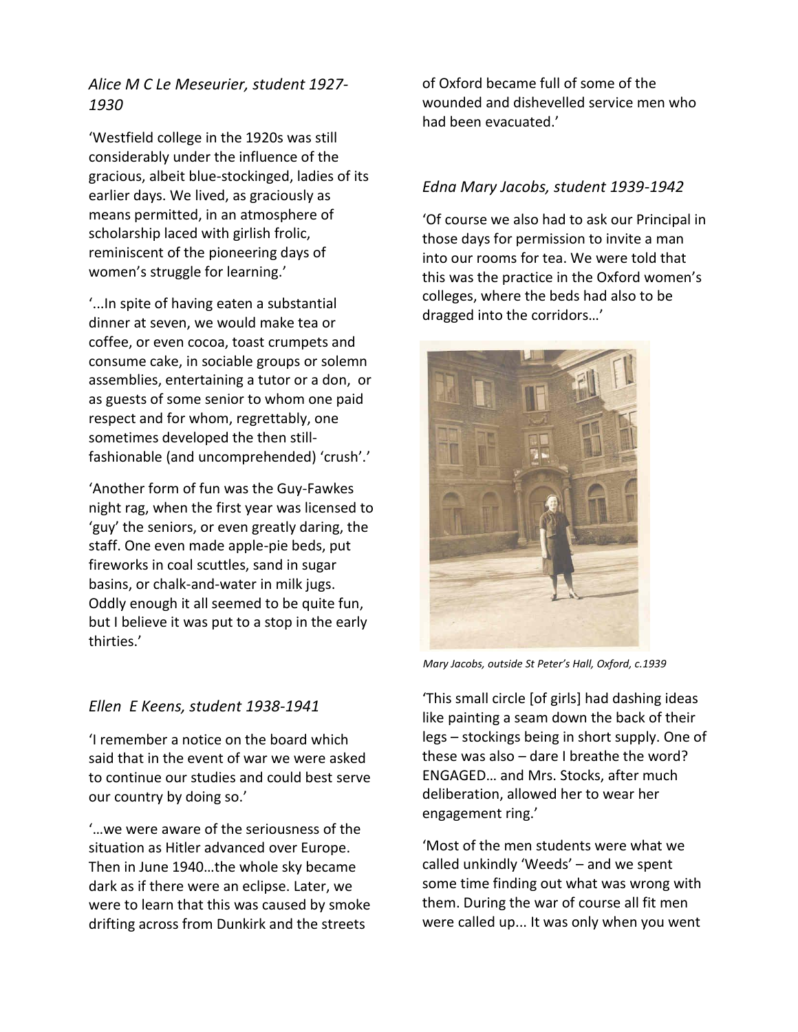*Alice M C Le Meseurier, student 1927-1930*

'Westfield college in the 1920s was still considerably under the influence of the gracious, albeit blue-stockinged, ladies of its earlier days. We lived, as graciously as means permitted, in an atmosphere of scholarship laced with girlish frolic, reminiscent of the pioneering days of women's struggle for learning.'

'...In spite of having eaten a substantial dinner at seven, we would make tea or coffee, or even cocoa, toast crumpets and consume cake, in sociable groups or solemn assemblies, entertaining a tutor or a don, or as guests of some senior to whom one paid respect and for whom, regrettably, one sometimes developed the then still-fashionable (and uncomprehended) 'crush'.'

'Another form of fun was the Guy-Fawkes night rag, when the first year was licensed to 'guy' the seniors, or even greatly daring, the staff. One even made apple-pie beds, put fireworks in coal scuttles, sand in sugar basins, or chalk-and-water in milk jugs. Oddly enough it all seemed to be quite fun, but I believe it was put to a stop in the early thirties.'

*Ellen E Keens, student 1938-1941*

'I remember a notice on the board which said that in the event of war we were asked to continue our studies and could best serve our country by doing so.'

'…we were aware of the seriousness of the situation as Hitler advanced over Europe. Then in June 1940…the whole sky became dark as if there were an eclipse. Later, we were to learn that this was caused by smoke drifting across from Dunkirk and the streets of Oxford became full of some of the wounded and dishevelled service men who had been evacuated.'

*Edna Mary Jacobs, student 1939-1942*

'Of course we also had to ask our Principal in those days for permission to invite a man into our rooms for tea. We were told that this was the practice in the Oxford women's colleges, where the beds had also to be dragged into the corridors…'

*Mary Jacobs, outside St Peter's Hall, Oxford, c.1939*

'This small circle [of girls] had dashing ideas like painting a seam down the back of their legs – stockings being in short supply. One of these was also – dare I breathe the word? ENGAGED… and Mrs. Stocks, after much deliberation, allowed her to wear her engagement ring.'

'Most of the men students were what we called unkindly 'Weeds' – and we spent some time finding out what was wrong with them. During the war of course all fit men were called up... It was only when you went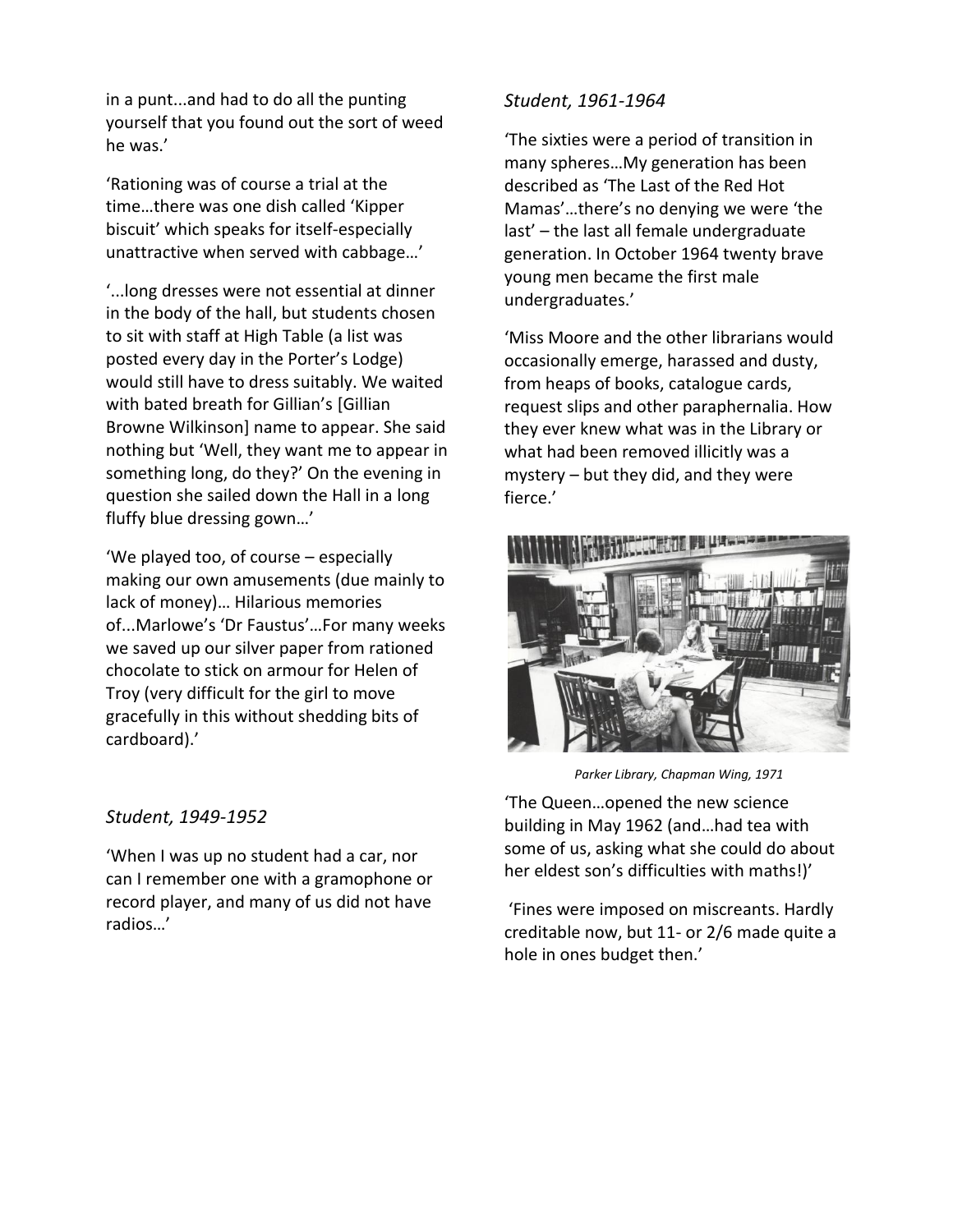in a punt...and had to do all the punting yourself that you found out the sort of weed he was.'

'Rationing was of course a trial at the time…there was one dish called 'Kipper biscuit' which speaks for itself-especially unattractive when served with cabbage…'

'...long dresses were not essential at dinner in the body of the hall, but students chosen to sit with staff at High Table (a list was posted every day in the Porter's Lodge) would still have to dress suitably. We waited with bated breath for Gillian's [Gillian Browne Wilkinson] name to appear. She said nothing but 'Well, they want me to appear in something long, do they?' On the evening in question she sailed down the Hall in a long fluffy blue dressing gown…'

'We played too, of course – especially making our own amusements (due mainly to lack of money)… Hilarious memories of...Marlowe's 'Dr Faustus'…For many weeks we saved up our silver paper from rationed chocolate to stick on armour for Helen of Troy (very difficult for the girl to move gracefully in this without shedding bits of cardboard).'

### *Student, 1949-1952*

'When I was up no student had a car, nor can I remember one with a gramophone or record player, and many of us did not have radios…'

### *Student, 1961-1964*

'The sixties were a period of transition in many spheres…My generation has been described as 'The Last of the Red Hot Mamas'…there's no denying we were 'the last' – the last all female undergraduate generation. In October 1964 twenty brave young men became the first male undergraduates.'

'Miss Moore and the other librarians would occasionally emerge, harassed and dusty, from heaps of books, catalogue cards, request slips and other paraphernalia. How they ever knew what was in the Library or what had been removed illicitly was a mystery – but they did, and they were fierce.'

*Parker Library, Chapman Wing, 1971*

'The Queen…opened the new science building in May 1962 (and…had tea with some of us, asking what she could do about her eldest son's difficulties with maths!)'

'Fines were imposed on miscreants. Hardly creditable now, but 11- or 2/6 made quite a hole in ones budget then.'